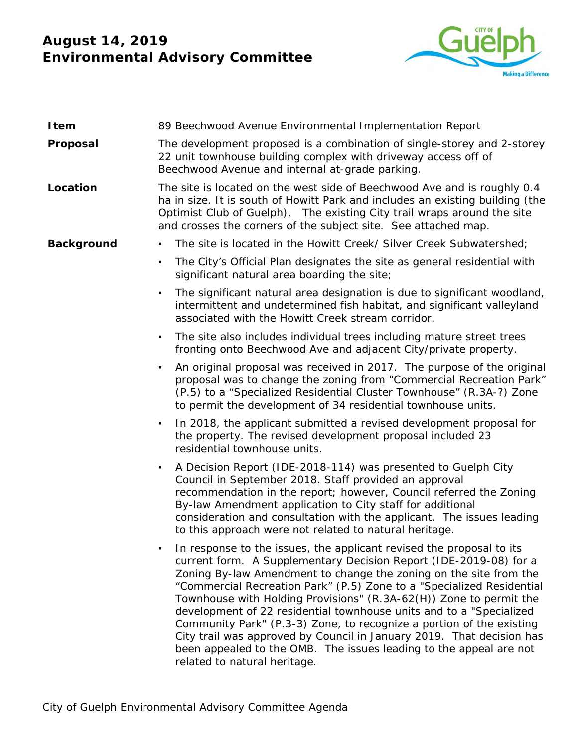# August 14, 2019
# Environmental Advisory Committee

| | |
|---|---|
| **Item** | 89 Beechwood Avenue Environmental Implementation Report |
| **Proposal** | The development proposed is a combination of single-storey and 2-storey 22 unit townhouse building complex with driveway access off of Beechwood Avenue and internal at-grade parking. |
| **Location** | The site is located on the west side of Beechwood Ave and is roughly 0.4 ha in size. It is south of Howitt Park and includes an existing building (the Optimist Club of Guelph). The existing City trail wraps around the site and crosses the corners of the subject site. See attached map. |

**Background**

- The site is located in the Howitt Creek/ Silver Creek Subwatershed;
- The City's Official Plan designates the site as general residential with significant natural area boarding the site;
- The significant natural area designation is due to significant woodland, intermittent and undetermined fish habitat, and significant valleyland associated with the Howitt Creek stream corridor.
- The site also includes individual trees including mature street trees fronting onto Beechwood Ave and adjacent City/private property.
- An original proposal was received in 2017. The purpose of the original proposal was to change the zoning from "Commercial Recreation Park" (P.5) to a "Specialized Residential Cluster Townhouse" (R.3A-?) Zone to permit the development of 34 residential townhouse units.
- In 2018, the applicant submitted a revised development proposal for the property. The revised development proposal included 23 residential townhouse units.
- A Decision Report (IDE-2018-114) was presented to Guelph City Council in September 2018. Staff provided an approval recommendation in the report; however, Council referred the Zoning By-law Amendment application to City staff for additional consideration and consultation with the applicant. The issues leading to this approach were not related to natural heritage.
- In response to the issues, the applicant revised the proposal to its current form. A Supplementary Decision Report (IDE-2019-08) for a Zoning By-law Amendment to change the zoning on the site from the "Commercial Recreation Park" (P.5) Zone to a "Specialized Residential Townhouse with Holding Provisions" (R.3A-62(H)) Zone to permit the development of 22 residential townhouse units and to a "Specialized Community Park" (P.3-3) Zone, to recognize a portion of the existing City trail was approved by Council in January 2019. That decision has been appealed to the OMB. The issues leading to the appeal are not related to natural heritage.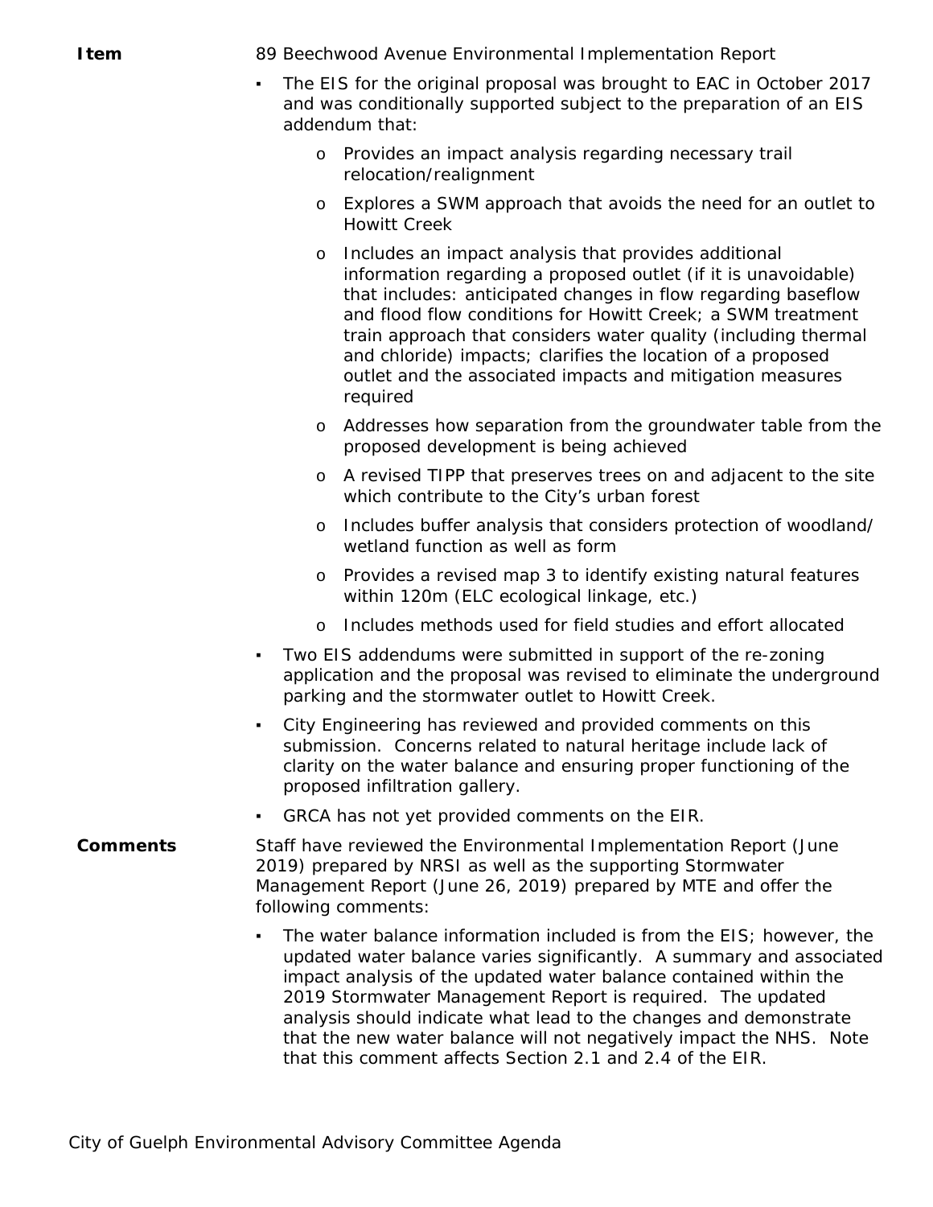**Item** 89 Beechwood Avenue Environmental Implementation Report

- The EIS for the original proposal was brought to EAC in October 2017 and was conditionally supported subject to the preparation of an EIS addendum that:
    - Provides an impact analysis regarding necessary trail relocation/realignment
    - Explores a SWM approach that avoids the need for an outlet to Howitt Creek
    - Includes an impact analysis that provides additional information regarding a proposed outlet (if it is unavoidable) that includes: anticipated changes in flow regarding baseflow and flood flow conditions for Howitt Creek; a SWM treatment train approach that considers water quality (including thermal and chloride) impacts; clarifies the location of a proposed outlet and the associated impacts and mitigation measures required
    - Addresses how separation from the groundwater table from the proposed development is being achieved
    - A revised TIPP that preserves trees on and adjacent to the site which contribute to the City's urban forest
    - Includes buffer analysis that considers protection of woodland/ wetland function as well as form
    - Provides a revised map 3 to identify existing natural features within 120m (ELC ecological linkage, etc.)
    - Includes methods used for field studies and effort allocated
- Two EIS addendums were submitted in support of the re-zoning application and the proposal was revised to eliminate the underground parking and the stormwater outlet to Howitt Creek.
- City Engineering has reviewed and provided comments on this submission. Concerns related to natural heritage include lack of clarity on the water balance and ensuring proper functioning of the proposed infiltration gallery.
- GRCA has not yet provided comments on the EIR.

**Comments** Staff have reviewed the Environmental Implementation Report (June 2019) prepared by NRSI as well as the supporting Stormwater Management Report (June 26, 2019) prepared by MTE and offer the following comments:

- The water balance information included is from the EIS; however, the updated water balance varies significantly. A summary and associated impact analysis of the updated water balance contained within the 2019 Stormwater Management Report is required. The updated analysis should indicate what lead to the changes and demonstrate that the new water balance will not negatively impact the NHS. Note that this comment affects Section 2.1 and 2.4 of the EIR.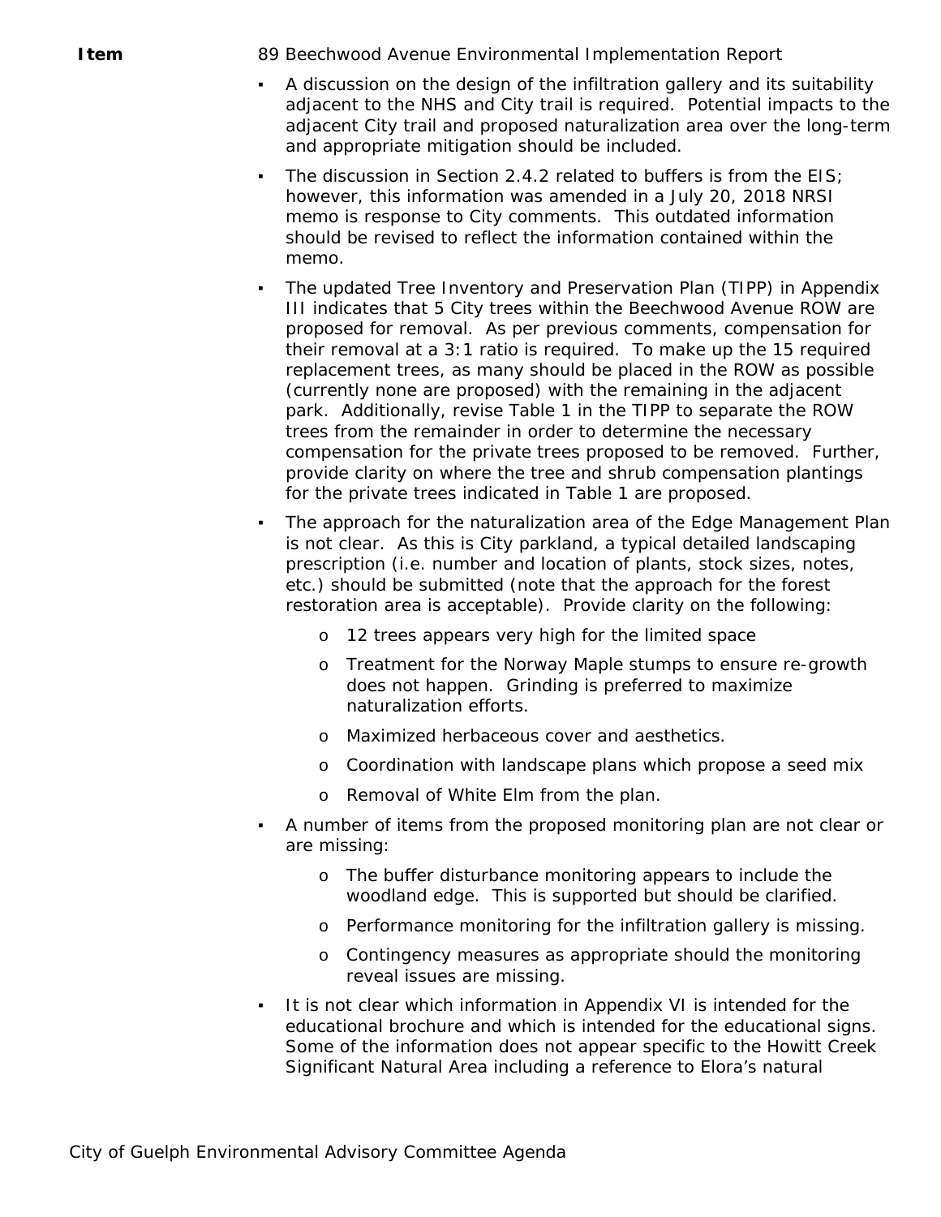**Item** 89 Beechwood Avenue Environmental Implementation Report

- A discussion on the design of the infiltration gallery and its suitability adjacent to the NHS and City trail is required. Potential impacts to the adjacent City trail and proposed naturalization area over the long-term and appropriate mitigation should be included.
- The discussion in Section 2.4.2 related to buffers is from the EIS; however, this information was amended in a July 20, 2018 NRSI memo is response to City comments. This outdated information should be revised to reflect the information contained within the memo.
- The updated Tree Inventory and Preservation Plan (TIPP) in Appendix III indicates that 5 City trees within the Beechwood Avenue ROW are proposed for removal. As per previous comments, compensation for their removal at a 3:1 ratio is required. To make up the 15 required replacement trees, as many should be placed in the ROW as possible (currently none are proposed) with the remaining in the adjacent park. Additionally, revise Table 1 in the TIPP to separate the ROW trees from the remainder in order to determine the necessary compensation for the private trees proposed to be removed. Further, provide clarity on where the tree and shrub compensation plantings for the private trees indicated in Table 1 are proposed.
- The approach for the naturalization area of the Edge Management Plan is not clear. As this is City parkland, a typical detailed landscaping prescription (i.e. number and location of plants, stock sizes, notes, etc.) should be submitted (note that the approach for the forest restoration area is acceptable). Provide clarity on the following:
  - 12 trees appears very high for the limited space
  - Treatment for the Norway Maple stumps to ensure re-growth does not happen. Grinding is preferred to maximize naturalization efforts.
  - Maximized herbaceous cover and aesthetics.
  - Coordination with landscape plans which propose a seed mix
  - Removal of White Elm from the plan.
- A number of items from the proposed monitoring plan are not clear or are missing:
  - The buffer disturbance monitoring appears to include the woodland edge. This is supported but should be clarified.
  - Performance monitoring for the infiltration gallery is missing.
  - Contingency measures as appropriate should the monitoring reveal issues are missing.
- It is not clear which information in Appendix VI is intended for the educational brochure and which is intended for the educational signs. Some of the information does not appear specific to the Howitt Creek Significant Natural Area including a reference to Elora's natural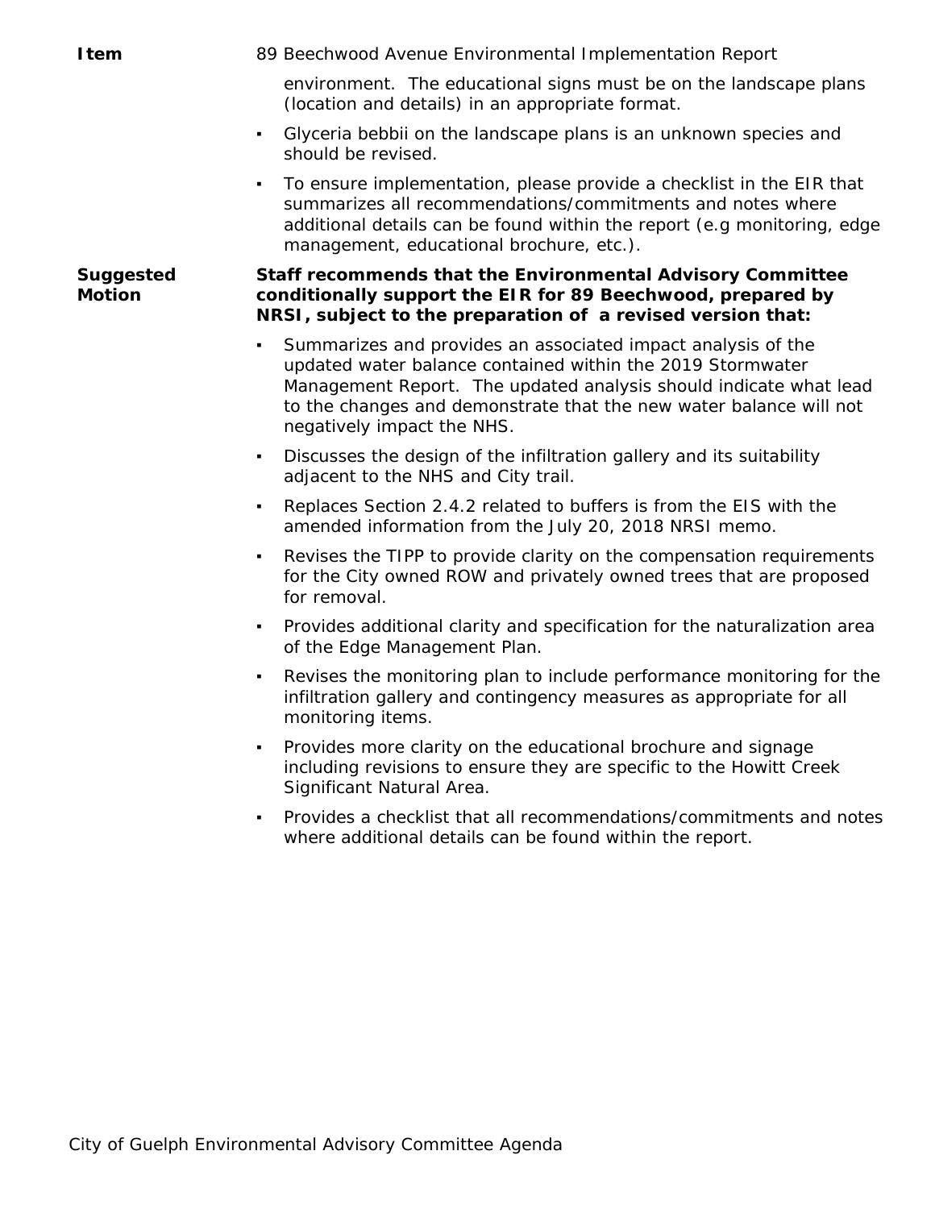| | |
|---|---|
| **Item** | 89 Beechwood Avenue Environmental Implementation Report |

environment. The educational signs must be on the landscape plans (location and details) in an appropriate format.

- Glyceria bebbii on the landscape plans is an unknown species and should be revised.
- To ensure implementation, please provide a checklist in the EIR that summarizes all recommendations/commitments and notes where additional details can be found within the report (e.g monitoring, edge management, educational brochure, etc.).

**Suggested Motion**

**Staff recommends that the Environmental Advisory Committee conditionally support the EIR for 89 Beechwood, prepared by NRSI, subject to the preparation of a revised version that:**

- Summarizes and provides an associated impact analysis of the updated water balance contained within the 2019 Stormwater Management Report. The updated analysis should indicate what lead to the changes and demonstrate that the new water balance will not negatively impact the NHS.
- Discusses the design of the infiltration gallery and its suitability adjacent to the NHS and City trail.
- Replaces Section 2.4.2 related to buffers is from the EIS with the amended information from the July 20, 2018 NRSI memo.
- Revises the TIPP to provide clarity on the compensation requirements for the City owned ROW and privately owned trees that are proposed for removal.
- Provides additional clarity and specification for the naturalization area of the Edge Management Plan.
- Revises the monitoring plan to include performance monitoring for the infiltration gallery and contingency measures as appropriate for all monitoring items.
- Provides more clarity on the educational brochure and signage including revisions to ensure they are specific to the Howitt Creek Significant Natural Area.
- Provides a checklist that all recommendations/commitments and notes where additional details can be found within the report.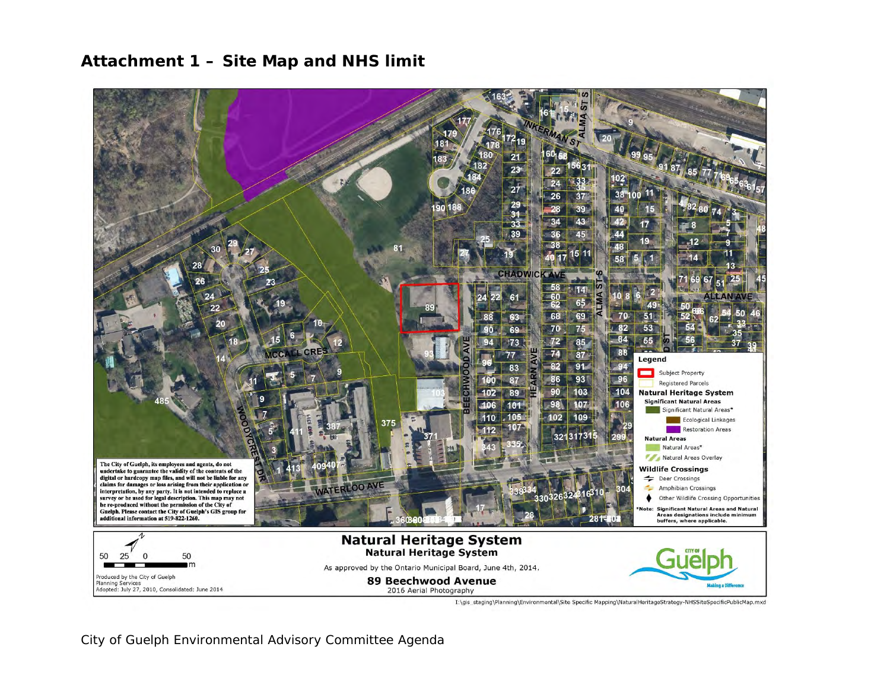# Attachment 1 – Site Map and NHS limit

Legend

Subject Property

Registered Parcels

Natural Heritage System

Significant Natural Areas

Significant Natural Areas*

Ecological Linkages

Restoration Areas

Natural Areas

Natural Areas*

Natural Areas Overlay

Wildlife Crossings

Deer Crossings

Amphibian Crossings

Other Wildlife Crossing Opportunities

*Note: Significant Natural Areas and Natural Areas designations include minimum buffers, where applicable.

The City of Guelph, its employees and agents, do not undertake to guarantee the validity of the contents of the digital or hardcopy map files, and will not be liable for any claims for damages or loss arising from their application or interpretation, by any party. It is not intended to replace a survey or be used for legal description. This map may not be re-produced without the permission of the City of Guelph. Please contact the City of Guelph's GIS group for additional information at 519-822-1260.

50 25 0 50 m

Produced by the City of Guelph Planning Services
Adopted: July 27, 2010, Consolidated: June 2014

**Natural Heritage System**

**Natural Heritage System**

As approved by the Ontario Municipal Board, June 4th, 2014.

**89 Beechwood Avenue**

2016 Aerial Photography

I:\gis_staging\Planning\Environmental\Site Specific Mapping\NaturalHeritageStrategy-NHSSiteSpecificPublicMap.mxd

City of Guelph Environmental Advisory Committee Agenda